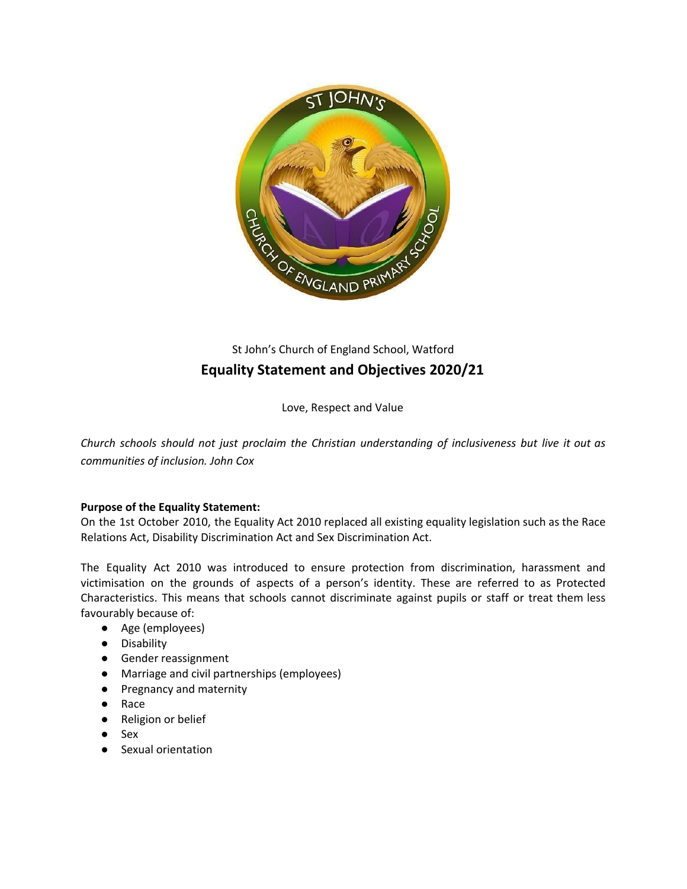St John's Church of England School, Watford

# Equality Statement and Objectives 2020/21

Love, Respect and Value

*Church schools should not just proclaim the Christian understanding of inclusiveness but live it out as communities of inclusion. John Cox*

**Purpose of the Equality Statement:**

On the 1st October 2010, the Equality Act 2010 replaced all existing equality legislation such as the Race Relations Act, Disability Discrimination Act and Sex Discrimination Act.

The Equality Act 2010 was introduced to ensure protection from discrimination, harassment and victimisation on the grounds of aspects of a person's identity. These are referred to as Protected Characteristics. This means that schools cannot discriminate against pupils or staff or treat them less favourably because of:

- Age (employees)
- Disability
- Gender reassignment
- Marriage and civil partnerships (employees)
- Pregnancy and maternity
- Race
- Religion or belief
- Sex
- Sexual orientation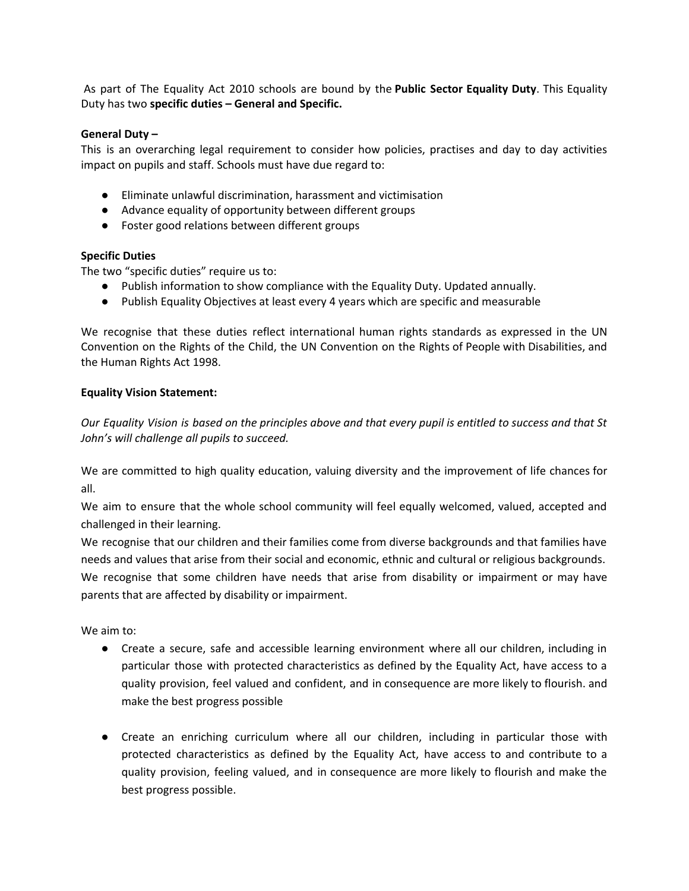As part of The Equality Act 2010 schools are bound by the **Public Sector Equality Duty**. This Equality Duty has two **specific duties – General and Specific.**

**General Duty –**
This is an overarching legal requirement to consider how policies, practises and day to day activities impact on pupils and staff. Schools must have due regard to:

- Eliminate unlawful discrimination, harassment and victimisation
- Advance equality of opportunity between different groups
- Foster good relations between different groups

**Specific Duties**
The two "specific duties" require us to:

- Publish information to show compliance with the Equality Duty. Updated annually.
- Publish Equality Objectives at least every 4 years which are specific and measurable

We recognise that these duties reflect international human rights standards as expressed in the UN Convention on the Rights of the Child, the UN Convention on the Rights of People with Disabilities, and the Human Rights Act 1998.

**Equality Vision Statement:**

*Our Equality Vision is based on the principles above and that every pupil is entitled to success and that St John's will challenge all pupils to succeed.*

We are committed to high quality education, valuing diversity and the improvement of life chances for all.
We aim to ensure that the whole school community will feel equally welcomed, valued, accepted and challenged in their learning.
We recognise that our children and their families come from diverse backgrounds and that families have needs and values that arise from their social and economic, ethnic and cultural or religious backgrounds.
We recognise that some children have needs that arise from disability or impairment or may have parents that are affected by disability or impairment.

We aim to:

- Create a secure, safe and accessible learning environment where all our children, including in particular those with protected characteristics as defined by the Equality Act, have access to a quality provision, feel valued and confident, and in consequence are more likely to flourish. and make the best progress possible

- Create an enriching curriculum where all our children, including in particular those with protected characteristics as defined by the Equality Act, have access to and contribute to a quality provision, feeling valued, and in consequence are more likely to flourish and make the best progress possible.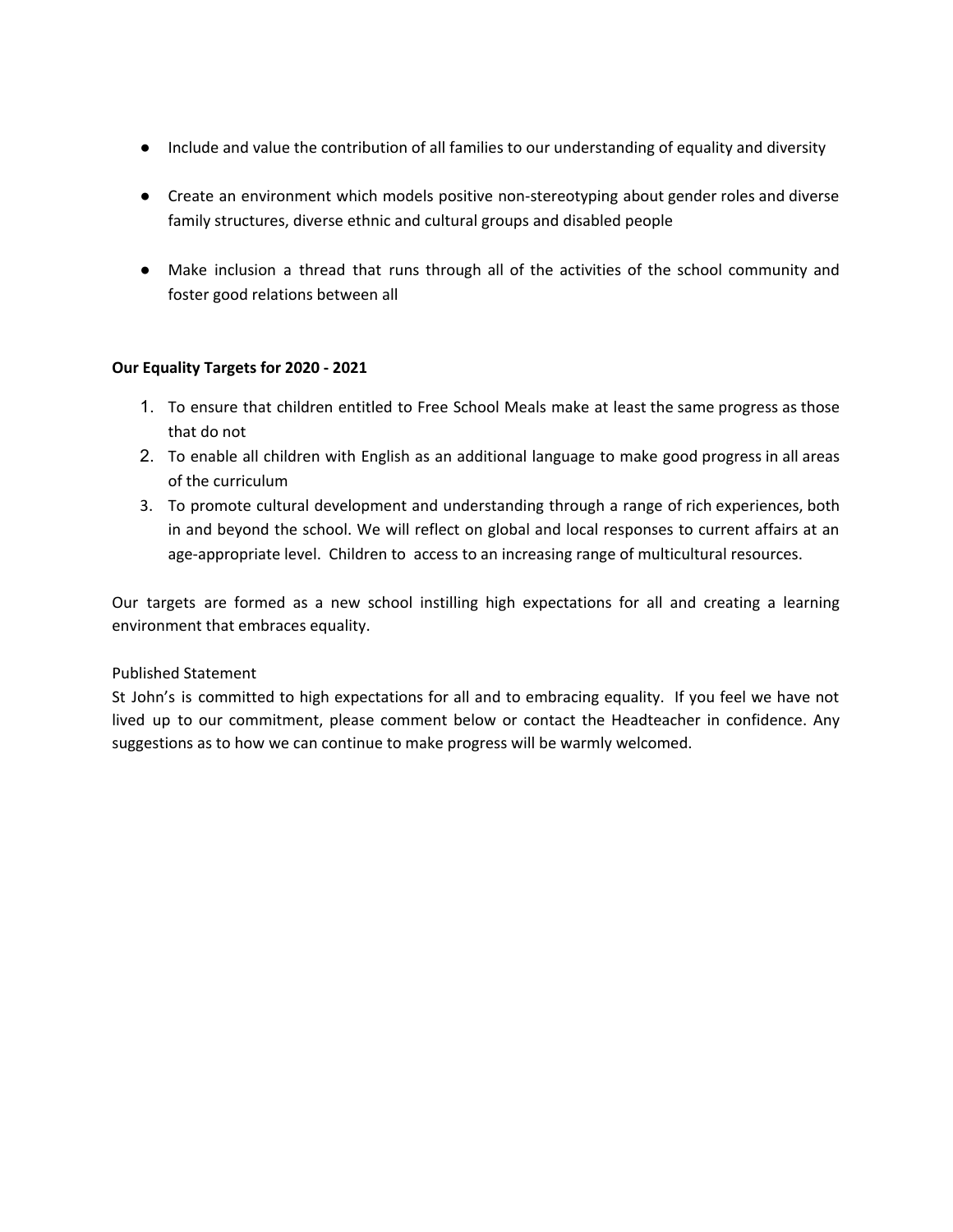- Include and value the contribution of all families to our understanding of equality and diversity

- Create an environment which models positive non-stereotyping about gender roles and diverse family structures, diverse ethnic and cultural groups and disabled people

- Make inclusion a thread that runs through all of the activities of the school community and foster good relations between all

**Our Equality Targets for 2020 - 2021**

1. To ensure that children entitled to Free School Meals make at least the same progress as those that do not
2. To enable all children with English as an additional language to make good progress in all areas of the curriculum
3. To promote cultural development and understanding through a range of rich experiences, both in and beyond the school. We will reflect on global and local responses to current affairs at an age-appropriate level. Children to access to an increasing range of multicultural resources.

Our targets are formed as a new school instilling high expectations for all and creating a learning environment that embraces equality.

Published Statement

St John's is committed to high expectations for all and to embracing equality. If you feel we have not lived up to our commitment, please comment below or contact the Headteacher in confidence. Any suggestions as to how we can continue to make progress will be warmly welcomed.